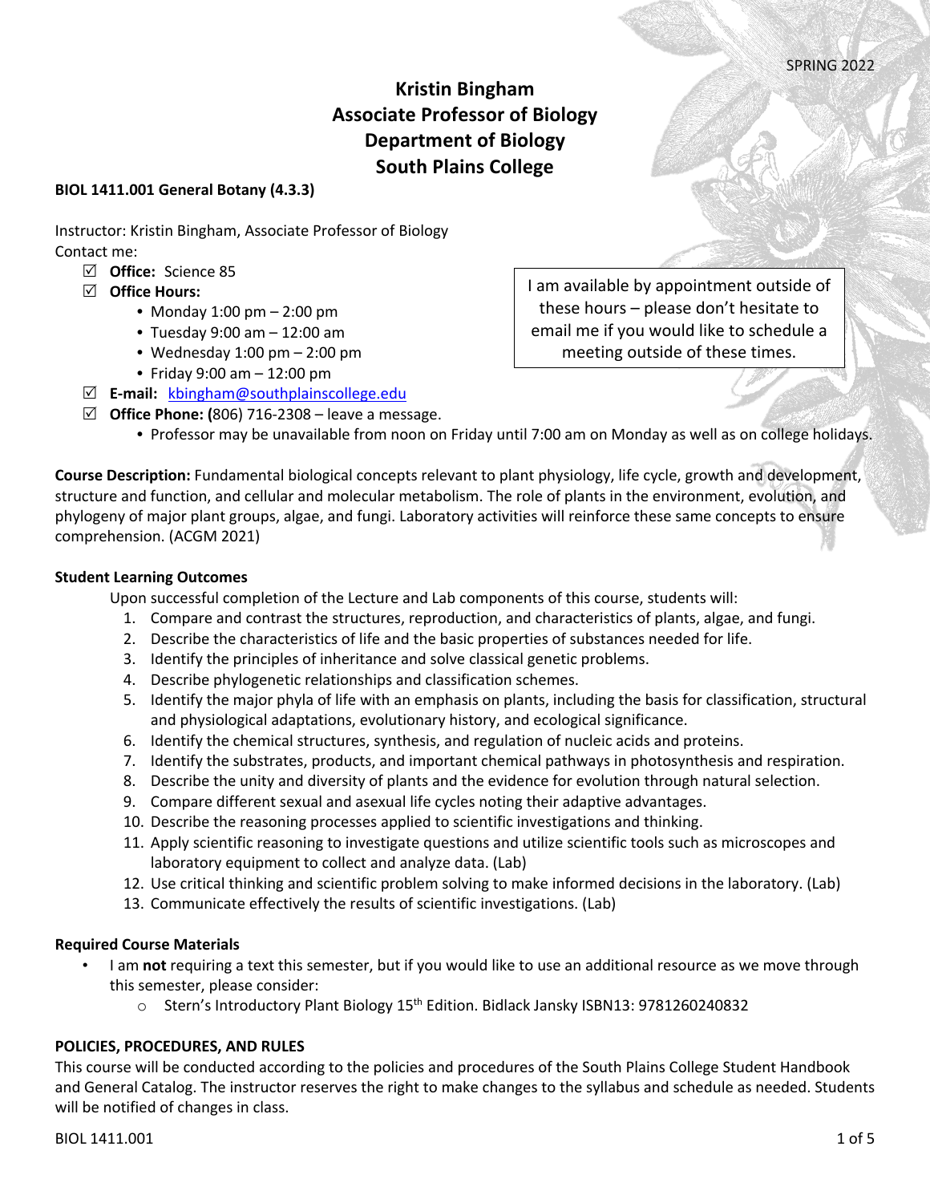SPRING 2022

# Kristin Bingham
# Associate Professor of Biology
# Department of Biology
# South Plains College

**BIOL 1411.001 General Botany (4.3.3)**

Instructor: Kristin Bingham, Associate Professor of Biology
Contact me:

- ☑ **Office:** Science 85
- ☑ **Office Hours:**
  - Monday 1:00 pm – 2:00 pm
  - Tuesday 9:00 am – 12:00 am
  - Wednesday 1:00 pm – 2:00 pm
  - Friday 9:00 am – 12:00 pm
- ☑ **E-mail:** kbingham@southplainscollege.edu
- ☑ **Office Phone: (**806) 716-2308 – leave a message.
  - Professor may be unavailable from noon on Friday until 7:00 am on Monday as well as on college holidays.

> I am available by appointment outside of these hours – please don't hesitate to email me if you would like to schedule a meeting outside of these times.

**Course Description:** Fundamental biological concepts relevant to plant physiology, life cycle, growth and development, structure and function, and cellular and molecular metabolism. The role of plants in the environment, evolution, and phylogeny of major plant groups, algae, and fungi. Laboratory activities will reinforce these same concepts to ensure comprehension. (ACGM 2021)

**Student Learning Outcomes**

Upon successful completion of the Lecture and Lab components of this course, students will:

1. Compare and contrast the structures, reproduction, and characteristics of plants, algae, and fungi.
2. Describe the characteristics of life and the basic properties of substances needed for life.
3. Identify the principles of inheritance and solve classical genetic problems.
4. Describe phylogenetic relationships and classification schemes.
5. Identify the major phyla of life with an emphasis on plants, including the basis for classification, structural and physiological adaptations, evolutionary history, and ecological significance.
6. Identify the chemical structures, synthesis, and regulation of nucleic acids and proteins.
7. Identify the substrates, products, and important chemical pathways in photosynthesis and respiration.
8. Describe the unity and diversity of plants and the evidence for evolution through natural selection.
9. Compare different sexual and asexual life cycles noting their adaptive advantages.
10. Describe the reasoning processes applied to scientific investigations and thinking.
11. Apply scientific reasoning to investigate questions and utilize scientific tools such as microscopes and laboratory equipment to collect and analyze data. (Lab)
12. Use critical thinking and scientific problem solving to make informed decisions in the laboratory. (Lab)
13. Communicate effectively the results of scientific investigations. (Lab)

**Required Course Materials**

- I am **not** requiring a text this semester, but if you would like to use an additional resource as we move through this semester, please consider:
  - Stern's Introductory Plant Biology 15th Edition. Bidlack Jansky ISBN13: 9781260240832

**POLICIES, PROCEDURES, AND RULES**

This course will be conducted according to the policies and procedures of the South Plains College Student Handbook and General Catalog. The instructor reserves the right to make changes to the syllabus and schedule as needed. Students will be notified of changes in class.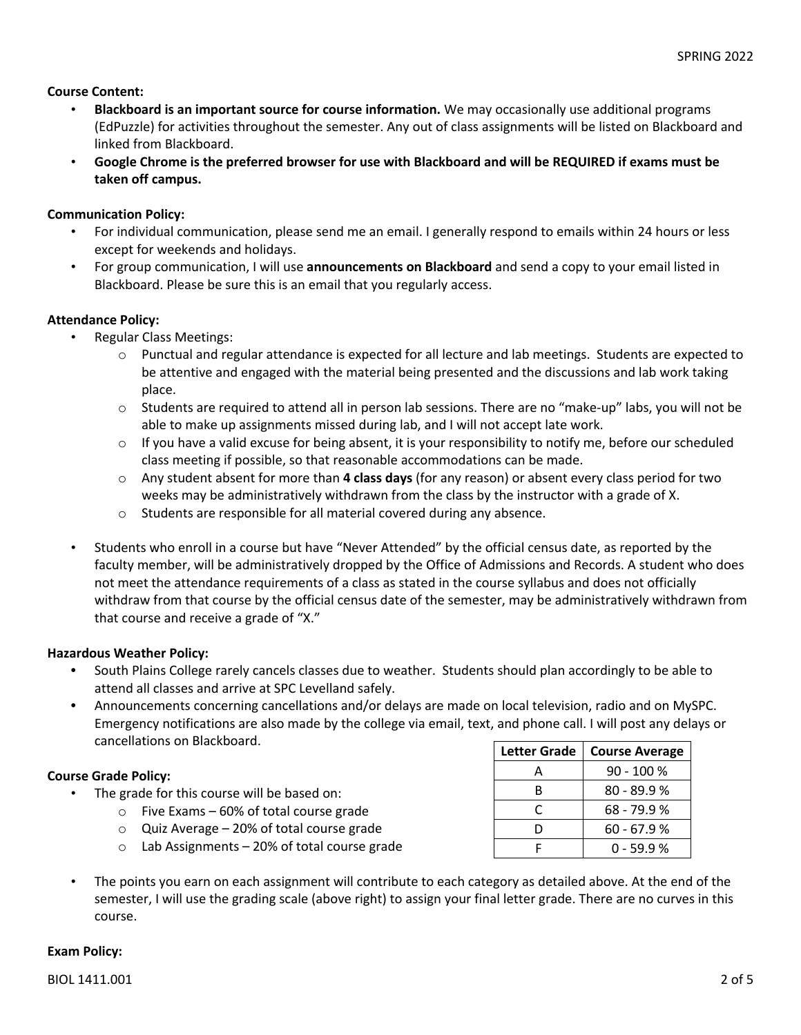**Course Content:**

- **Blackboard is an important source for course information.** We may occasionally use additional programs (EdPuzzle) for activities throughout the semester. Any out of class assignments will be listed on Blackboard and linked from Blackboard.
- **Google Chrome is the preferred browser for use with Blackboard and will be REQUIRED if exams must be taken off campus.**

**Communication Policy:**

- For individual communication, please send me an email. I generally respond to emails within 24 hours or less except for weekends and holidays.
- For group communication, I will use **announcements on Blackboard** and send a copy to your email listed in Blackboard. Please be sure this is an email that you regularly access.

**Attendance Policy:**

- Regular Class Meetings:
    - Punctual and regular attendance is expected for all lecture and lab meetings. Students are expected to be attentive and engaged with the material being presented and the discussions and lab work taking place.
    - Students are required to attend all in person lab sessions. There are no "make-up" labs, you will not be able to make up assignments missed during lab, and I will not accept late work.
    - If you have a valid excuse for being absent, it is your responsibility to notify me, before our scheduled class meeting if possible, so that reasonable accommodations can be made.
    - Any student absent for more than **4 class days** (for any reason) or absent every class period for two weeks may be administratively withdrawn from the class by the instructor with a grade of X.
    - Students are responsible for all material covered during any absence.
- Students who enroll in a course but have "Never Attended" by the official census date, as reported by the faculty member, will be administratively dropped by the Office of Admissions and Records. A student who does not meet the attendance requirements of a class as stated in the course syllabus and does not officially withdraw from that course by the official census date of the semester, may be administratively withdrawn from that course and receive a grade of "X."

**Hazardous Weather Policy:**

- South Plains College rarely cancels classes due to weather. Students should plan accordingly to be able to attend all classes and arrive at SPC Levelland safely.
- Announcements concerning cancellations and/or delays are made on local television, radio and on MySPC. Emergency notifications are also made by the college via email, text, and phone call. I will post any delays or cancellations on Blackboard.

**Course Grade Policy:**

- The grade for this course will be based on:
    - Five Exams – 60% of total course grade
    - Quiz Average – 20% of total course grade
    - Lab Assignments – 20% of total course grade

| Letter Grade | Course Average |
|---|---|
| A | 90 - 100 % |
| B | 80 - 89.9 % |
| C | 68 - 79.9 % |
| D | 60 - 67.9 % |
| F | 0 - 59.9 % |

- The points you earn on each assignment will contribute to each category as detailed above. At the end of the semester, I will use the grading scale (above right) to assign your final letter grade. There are no curves in this course.

**Exam Policy:**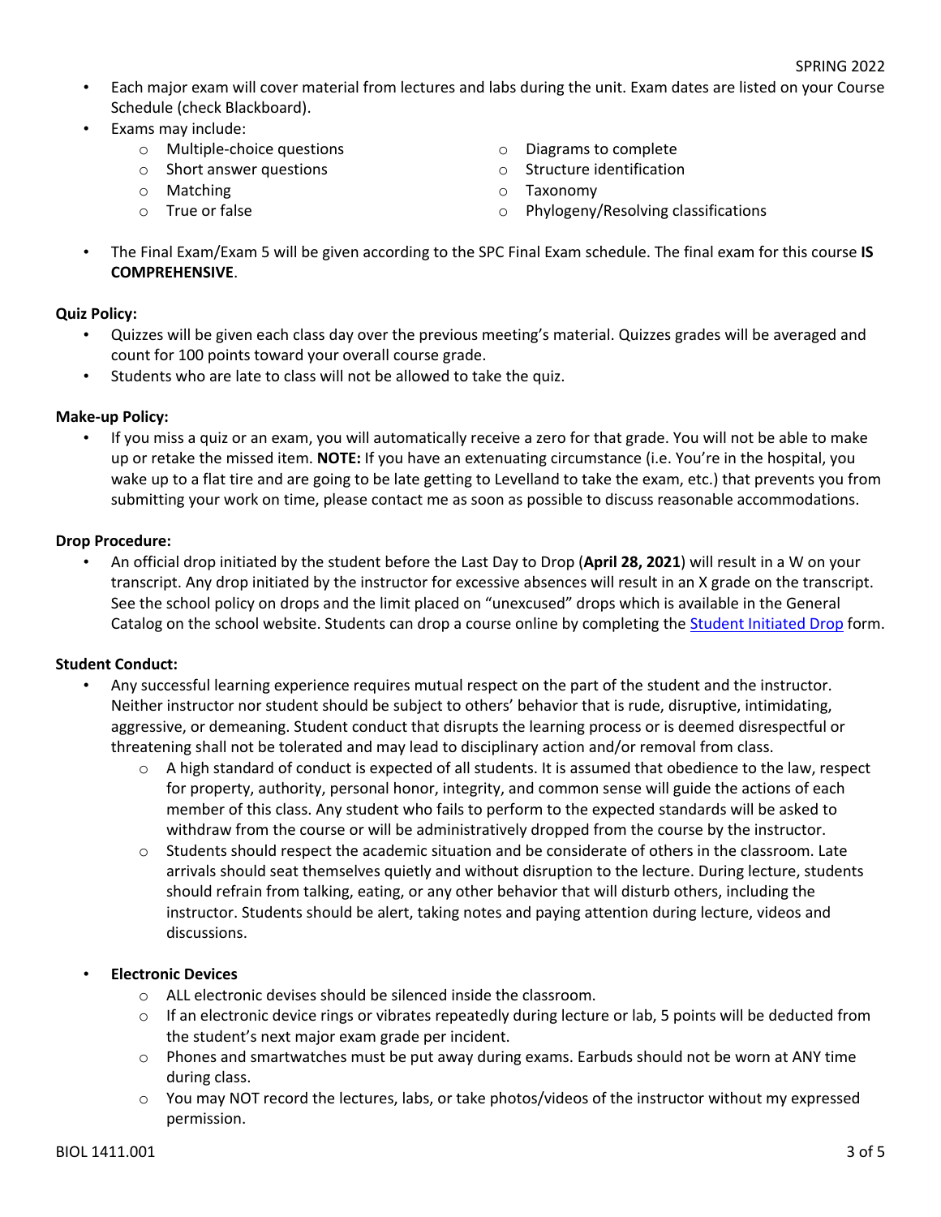- Each major exam will cover material from lectures and labs during the unit. Exam dates are listed on your Course Schedule (check Blackboard).
- Exams may include:
  - Multiple-choice questions
  - Short answer questions
  - Matching
  - True or false
  - Diagrams to complete
  - Structure identification
  - Taxonomy
  - Phylogeny/Resolving classifications
- The Final Exam/Exam 5 will be given according to the SPC Final Exam schedule. The final exam for this course **IS COMPREHENSIVE**.

**Quiz Policy:**

- Quizzes will be given each class day over the previous meeting's material. Quizzes grades will be averaged and count for 100 points toward your overall course grade.
- Students who are late to class will not be allowed to take the quiz.

**Make-up Policy:**

- If you miss a quiz or an exam, you will automatically receive a zero for that grade. You will not be able to make up or retake the missed item. **NOTE:** If you have an extenuating circumstance (i.e. You're in the hospital, you wake up to a flat tire and are going to be late getting to Levelland to take the exam, etc.) that prevents you from submitting your work on time, please contact me as soon as possible to discuss reasonable accommodations.

**Drop Procedure:**

- An official drop initiated by the student before the Last Day to Drop (**April 28, 2021**) will result in a W on your transcript. Any drop initiated by the instructor for excessive absences will result in an X grade on the transcript. See the school policy on drops and the limit placed on "unexcused" drops which is available in the General Catalog on the school website. Students can drop a course online by completing the Student Initiated Drop form.

**Student Conduct:**

- Any successful learning experience requires mutual respect on the part of the student and the instructor. Neither instructor nor student should be subject to others' behavior that is rude, disruptive, intimidating, aggressive, or demeaning. Student conduct that disrupts the learning process or is deemed disrespectful or threatening shall not be tolerated and may lead to disciplinary action and/or removal from class.
  - A high standard of conduct is expected of all students. It is assumed that obedience to the law, respect for property, authority, personal honor, integrity, and common sense will guide the actions of each member of this class. Any student who fails to perform to the expected standards will be asked to withdraw from the course or will be administratively dropped from the course by the instructor.
  - Students should respect the academic situation and be considerate of others in the classroom. Late arrivals should seat themselves quietly and without disruption to the lecture. During lecture, students should refrain from talking, eating, or any other behavior that will disturb others, including the instructor. Students should be alert, taking notes and paying attention during lecture, videos and discussions.
- **Electronic Devices**
  - ALL electronic devises should be silenced inside the classroom.
  - If an electronic device rings or vibrates repeatedly during lecture or lab, 5 points will be deducted from the student's next major exam grade per incident.
  - Phones and smartwatches must be put away during exams. Earbuds should not be worn at ANY time during class.
  - You may NOT record the lectures, labs, or take photos/videos of the instructor without my expressed permission.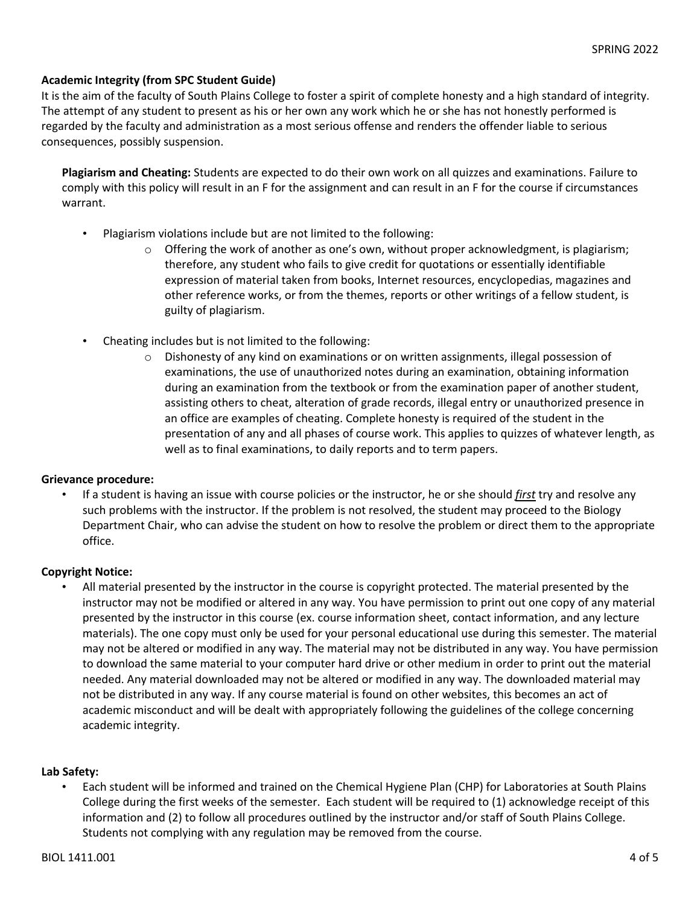**Academic Integrity (from SPC Student Guide)**

It is the aim of the faculty of South Plains College to foster a spirit of complete honesty and a high standard of integrity. The attempt of any student to present as his or her own any work which he or she has not honestly performed is regarded by the faculty and administration as a most serious offense and renders the offender liable to serious consequences, possibly suspension.

**Plagiarism and Cheating:** Students are expected to do their own work on all quizzes and examinations. Failure to comply with this policy will result in an F for the assignment and can result in an F for the course if circumstances warrant.

- Plagiarism violations include but are not limited to the following:
  - Offering the work of another as one's own, without proper acknowledgment, is plagiarism; therefore, any student who fails to give credit for quotations or essentially identifiable expression of material taken from books, Internet resources, encyclopedias, magazines and other reference works, or from the themes, reports or other writings of a fellow student, is guilty of plagiarism.

- Cheating includes but is not limited to the following:
  - Dishonesty of any kind on examinations or on written assignments, illegal possession of examinations, the use of unauthorized notes during an examination, obtaining information during an examination from the textbook or from the examination paper of another student, assisting others to cheat, alteration of grade records, illegal entry or unauthorized presence in an office are examples of cheating. Complete honesty is required of the student in the presentation of any and all phases of course work. This applies to quizzes of whatever length, as well as to final examinations, to daily reports and to term papers.

**Grievance procedure:**

- If a student is having an issue with course policies or the instructor, he or she should ***first*** try and resolve any such problems with the instructor. If the problem is not resolved, the student may proceed to the Biology Department Chair, who can advise the student on how to resolve the problem or direct them to the appropriate office.

**Copyright Notice:**

- All material presented by the instructor in the course is copyright protected. The material presented by the instructor may not be modified or altered in any way. You have permission to print out one copy of any material presented by the instructor in this course (ex. course information sheet, contact information, and any lecture materials). The one copy must only be used for your personal educational use during this semester. The material may not be altered or modified in any way. The material may not be distributed in any way. You have permission to download the same material to your computer hard drive or other medium in order to print out the material needed. Any material downloaded may not be altered or modified in any way. The downloaded material may not be distributed in any way. If any course material is found on other websites, this becomes an act of academic misconduct and will be dealt with appropriately following the guidelines of the college concerning academic integrity.

**Lab Safety:**

- Each student will be informed and trained on the Chemical Hygiene Plan (CHP) for Laboratories at South Plains College during the first weeks of the semester. Each student will be required to (1) acknowledge receipt of this information and (2) to follow all procedures outlined by the instructor and/or staff of South Plains College. Students not complying with any regulation may be removed from the course.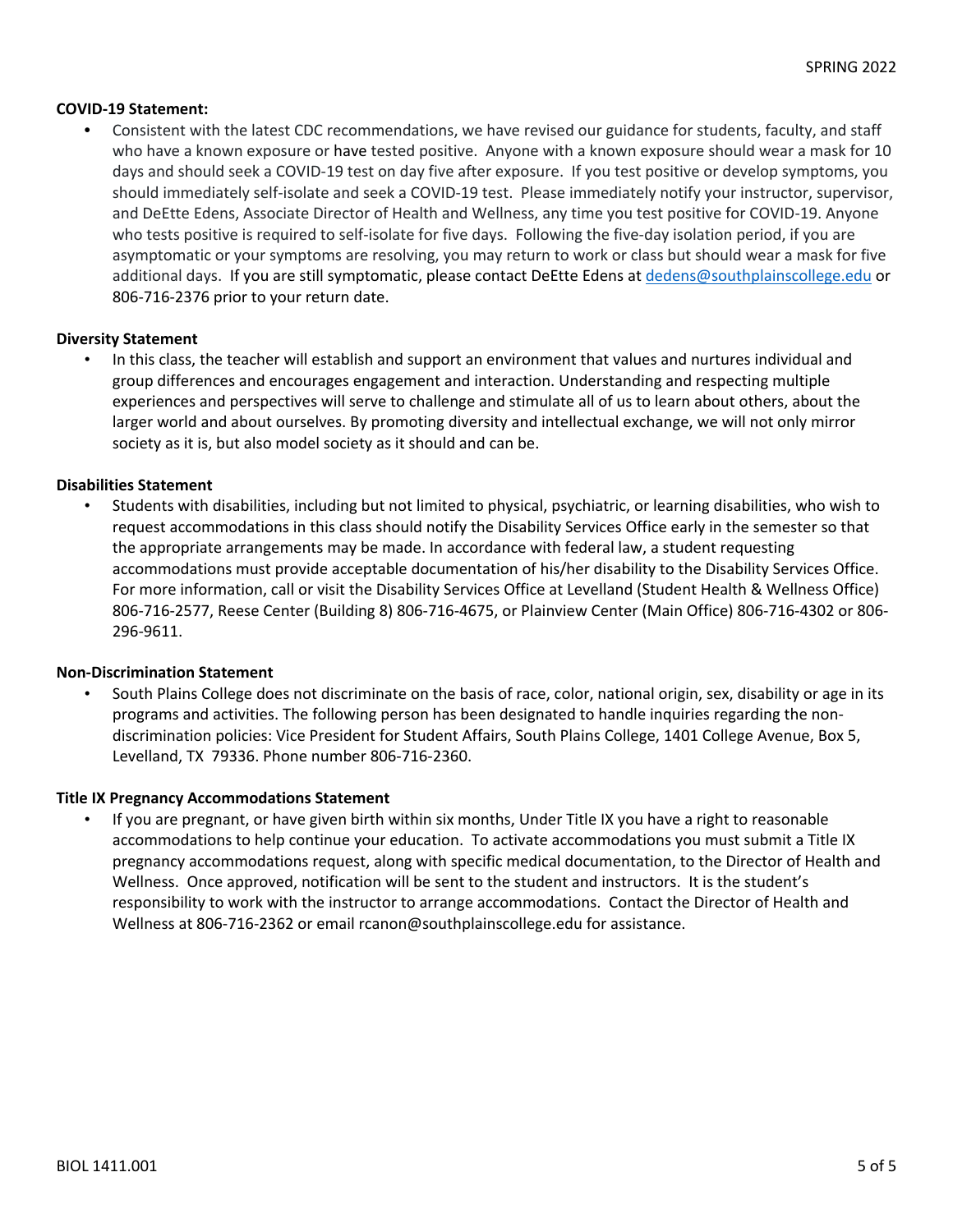**COVID-19 Statement:**

- Consistent with the latest CDC recommendations, we have revised our guidance for students, faculty, and staff who have a known exposure or have tested positive. Anyone with a known exposure should wear a mask for 10 days and should seek a COVID-19 test on day five after exposure. If you test positive or develop symptoms, you should immediately self-isolate and seek a COVID-19 test. Please immediately notify your instructor, supervisor, and DeEtte Edens, Associate Director of Health and Wellness, any time you test positive for COVID-19. Anyone who tests positive is required to self-isolate for five days. Following the five-day isolation period, if you are asymptomatic or your symptoms are resolving, you may return to work or class but should wear a mask for five additional days. If you are still symptomatic, please contact DeEtte Edens at dedens@southplainscollege.edu or 806-716-2376 prior to your return date.

**Diversity Statement**

- In this class, the teacher will establish and support an environment that values and nurtures individual and group differences and encourages engagement and interaction. Understanding and respecting multiple experiences and perspectives will serve to challenge and stimulate all of us to learn about others, about the larger world and about ourselves. By promoting diversity and intellectual exchange, we will not only mirror society as it is, but also model society as it should and can be.

**Disabilities Statement**

- Students with disabilities, including but not limited to physical, psychiatric, or learning disabilities, who wish to request accommodations in this class should notify the Disability Services Office early in the semester so that the appropriate arrangements may be made. In accordance with federal law, a student requesting accommodations must provide acceptable documentation of his/her disability to the Disability Services Office. For more information, call or visit the Disability Services Office at Levelland (Student Health & Wellness Office) 806-716-2577, Reese Center (Building 8) 806-716-4675, or Plainview Center (Main Office) 806-716-4302 or 806-296-9611.

**Non-Discrimination Statement**

- South Plains College does not discriminate on the basis of race, color, national origin, sex, disability or age in its programs and activities. The following person has been designated to handle inquiries regarding the non-discrimination policies: Vice President for Student Affairs, South Plains College, 1401 College Avenue, Box 5, Levelland, TX 79336. Phone number 806-716-2360.

**Title IX Pregnancy Accommodations Statement**

- If you are pregnant, or have given birth within six months, Under Title IX you have a right to reasonable accommodations to help continue your education. To activate accommodations you must submit a Title IX pregnancy accommodations request, along with specific medical documentation, to the Director of Health and Wellness. Once approved, notification will be sent to the student and instructors. It is the student's responsibility to work with the instructor to arrange accommodations. Contact the Director of Health and Wellness at 806-716-2362 or email rcanon@southplainscollege.edu for assistance.